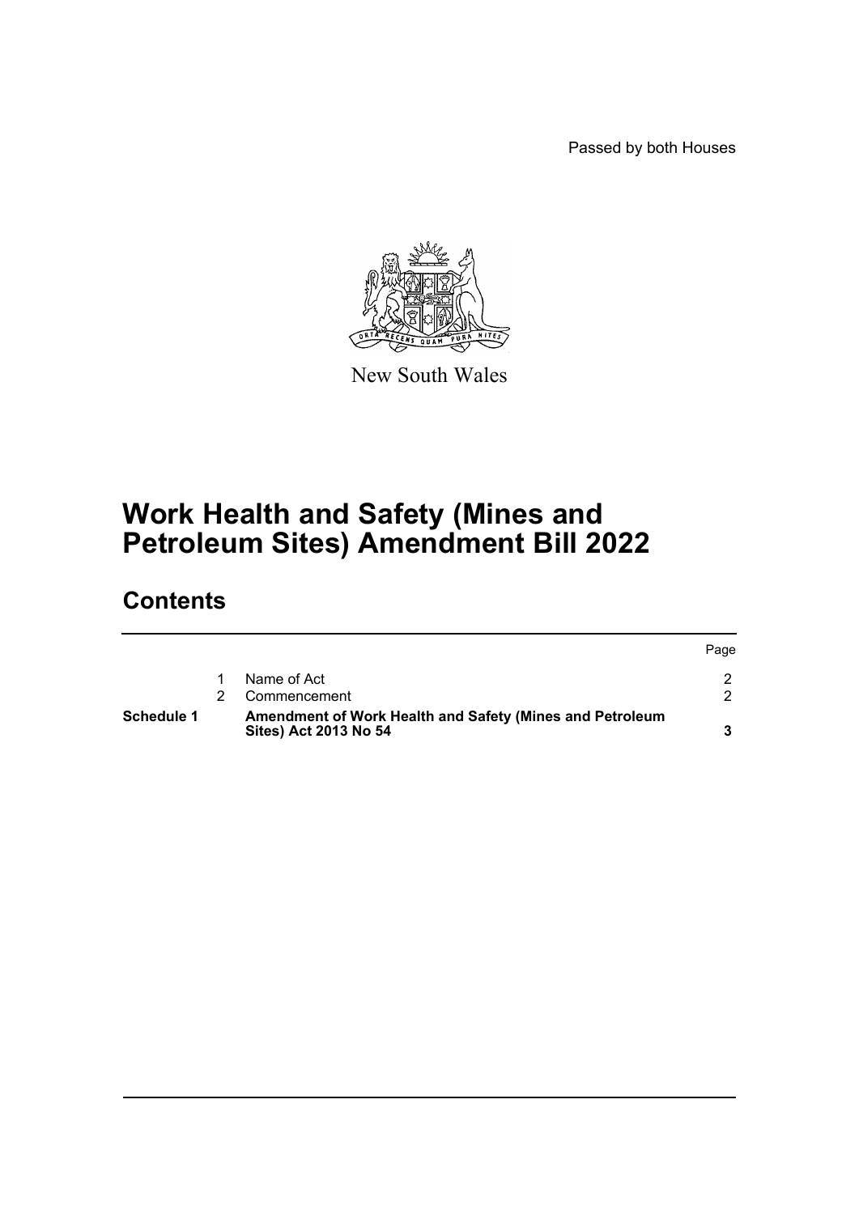Passed by both Houses

New South Wales

# Work Health and Safety (Mines and Petroleum Sites) Amendment Bill 2022

## Contents

| | | | Page |
|---|---|---|---|
| | 1 | Name of Act | 2 |
| | 2 | Commencement | 2 |
| **Schedule 1** | | **Amendment of Work Health and Safety (Mines and Petroleum Sites) Act 2013 No 54** | **3** |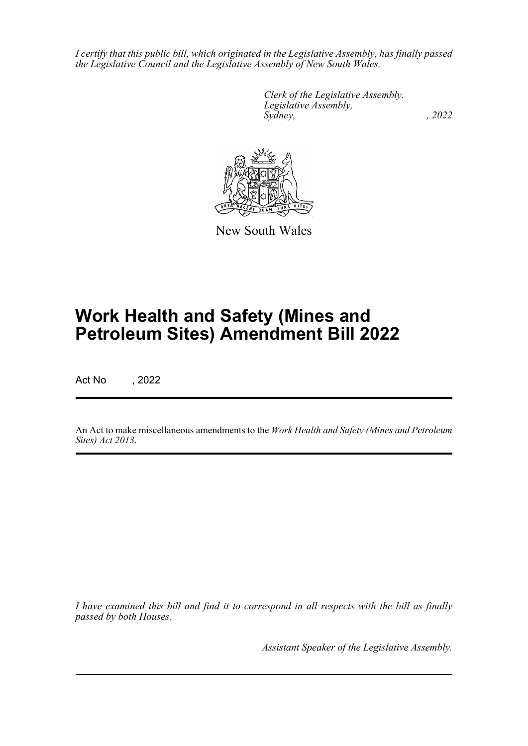*I certify that this public bill, which originated in the Legislative Assembly, has finally passed the Legislative Council and the Legislative Assembly of New South Wales.*

*Clerk of the Legislative Assembly.*
*Legislative Assembly,*
*Sydney, , 2022*

New South Wales

# Work Health and Safety (Mines and Petroleum Sites) Amendment Bill 2022

Act No , 2022

An Act to make miscellaneous amendments to the *Work Health and Safety (Mines and Petroleum Sites) Act 2013*.

*I have examined this bill and find it to correspond in all respects with the bill as finally passed by both Houses.*

*Assistant Speaker of the Legislative Assembly.*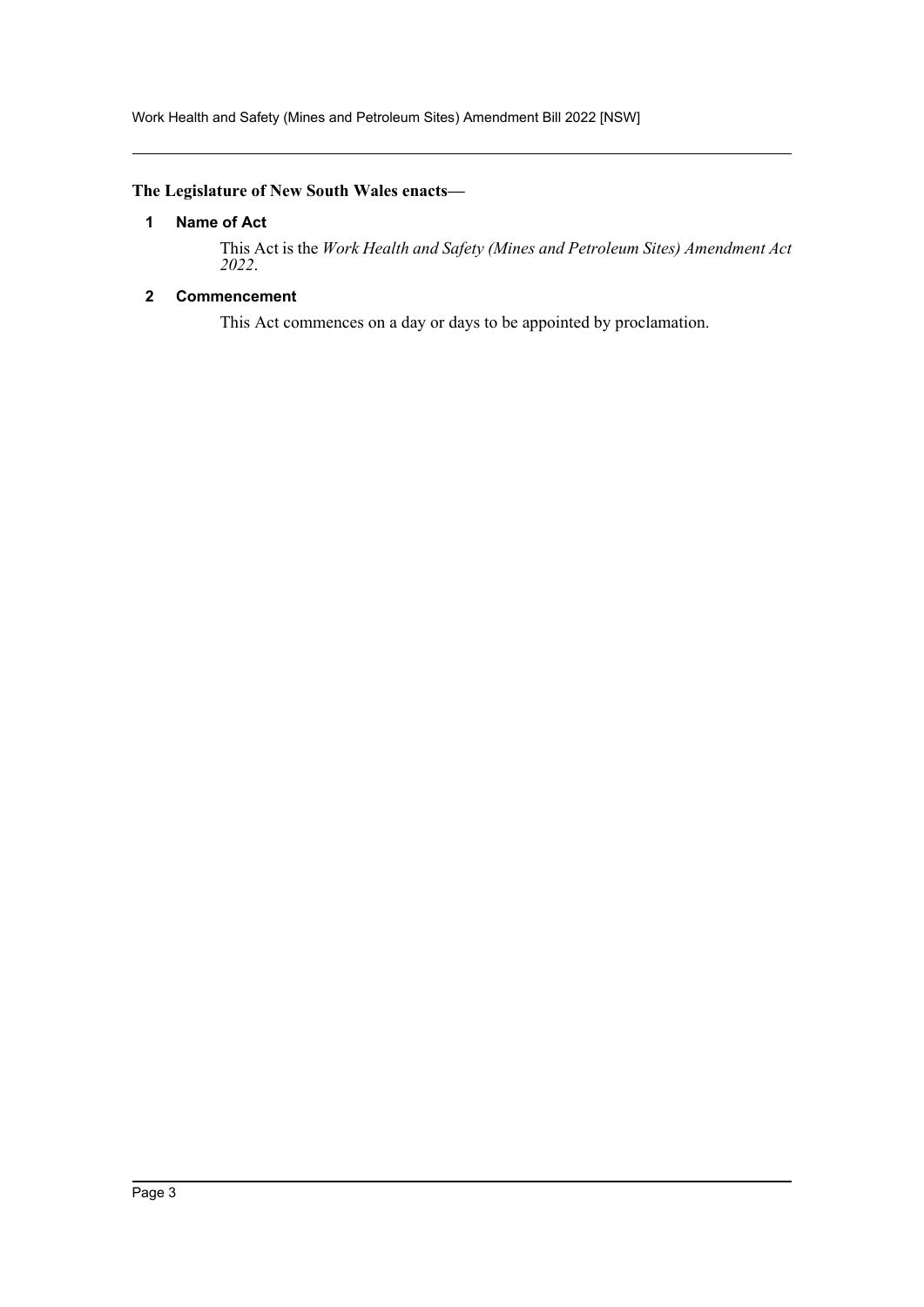**The Legislature of New South Wales enacts—**

## 1 Name of Act

This Act is the *Work Health and Safety (Mines and Petroleum Sites) Amendment Act 2022*.

## 2 Commencement

This Act commences on a day or days to be appointed by proclamation.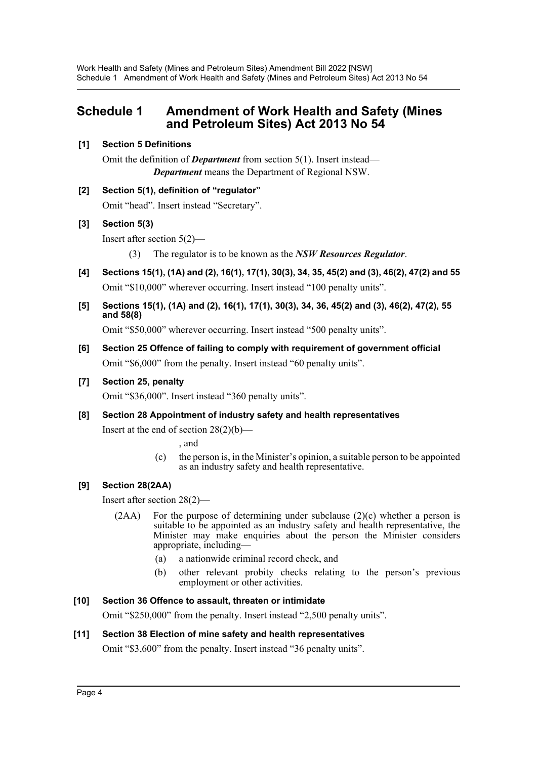# Schedule 1 Amendment of Work Health and Safety (Mines and Petroleum Sites) Act 2013 No 54

**[1] Section 5 Definitions**

Omit the definition of ***Department*** from section 5(1). Insert instead—

***Department*** means the Department of Regional NSW.

**[2] Section 5(1), definition of "regulator"**

Omit "head". Insert instead "Secretary".

**[3] Section 5(3)**

Insert after section 5(2)—

(3) The regulator is to be known as the ***NSW Resources Regulator***.

**[4] Sections 15(1), (1A) and (2), 16(1), 17(1), 30(3), 34, 35, 45(2) and (3), 46(2), 47(2) and 55**

Omit "$10,000" wherever occurring. Insert instead "100 penalty units".

**[5] Sections 15(1), (1A) and (2), 16(1), 17(1), 30(3), 34, 36, 45(2) and (3), 46(2), 47(2), 55 and 58(8)**

Omit "$50,000" wherever occurring. Insert instead "500 penalty units".

**[6] Section 25 Offence of failing to comply with requirement of government official**

Omit "$6,000" from the penalty. Insert instead "60 penalty units".

**[7] Section 25, penalty**

Omit "$36,000". Insert instead "360 penalty units".

**[8] Section 28 Appointment of industry safety and health representatives**

Insert at the end of section 28(2)(b)—

, and

(c) the person is, in the Minister's opinion, a suitable person to be appointed as an industry safety and health representative.

**[9] Section 28(2AA)**

Insert after section 28(2)—

(2AA) For the purpose of determining under subclause (2)(c) whether a person is suitable to be appointed as an industry safety and health representative, the Minister may make enquiries about the person the Minister considers appropriate, including—

(a) a nationwide criminal record check, and

(b) other relevant probity checks relating to the person's previous employment or other activities.

**[10] Section 36 Offence to assault, threaten or intimidate**

Omit "$250,000" from the penalty. Insert instead "2,500 penalty units".

**[11] Section 38 Election of mine safety and health representatives**

Omit "$3,600" from the penalty. Insert instead "36 penalty units".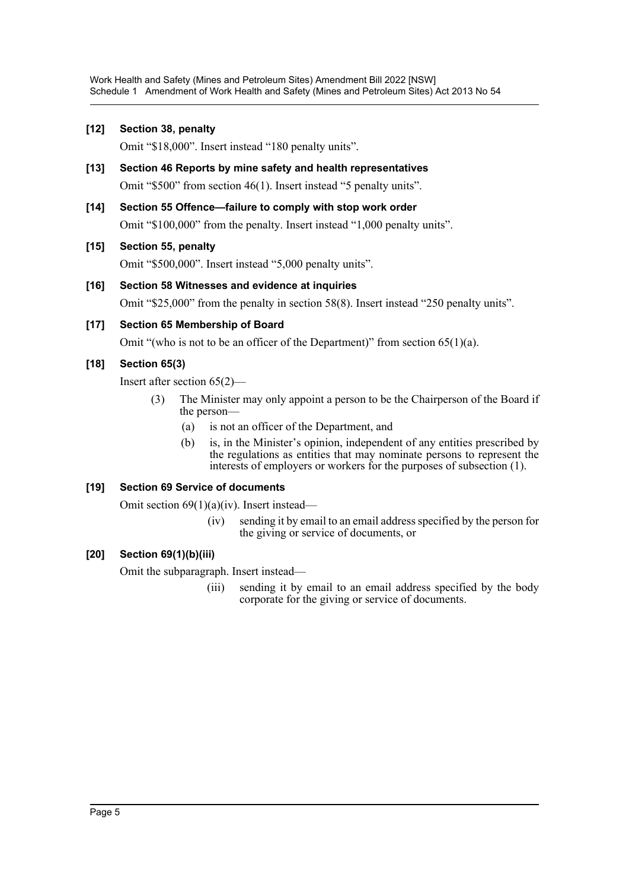**[12] Section 38, penalty**

Omit "$18,000". Insert instead "180 penalty units".

**[13] Section 46 Reports by mine safety and health representatives**

Omit "$500" from section 46(1). Insert instead "5 penalty units".

**[14] Section 55 Offence—failure to comply with stop work order**

Omit "$100,000" from the penalty. Insert instead "1,000 penalty units".

**[15] Section 55, penalty**

Omit "$500,000". Insert instead "5,000 penalty units".

**[16] Section 58 Witnesses and evidence at inquiries**

Omit "$25,000" from the penalty in section 58(8). Insert instead "250 penalty units".

**[17] Section 65 Membership of Board**

Omit "(who is not to be an officer of the Department)" from section 65(1)(a).

**[18] Section 65(3)**

Insert after section 65(2)—

(3) The Minister may only appoint a person to be the Chairperson of the Board if the person—

(a) is not an officer of the Department, and

(b) is, in the Minister's opinion, independent of any entities prescribed by the regulations as entities that may nominate persons to represent the interests of employers or workers for the purposes of subsection (1).

**[19] Section 69 Service of documents**

Omit section 69(1)(a)(iv). Insert instead—

(iv) sending it by email to an email address specified by the person for the giving or service of documents, or

**[20] Section 69(1)(b)(iii)**

Omit the subparagraph. Insert instead—

(iii) sending it by email to an email address specified by the body corporate for the giving or service of documents.